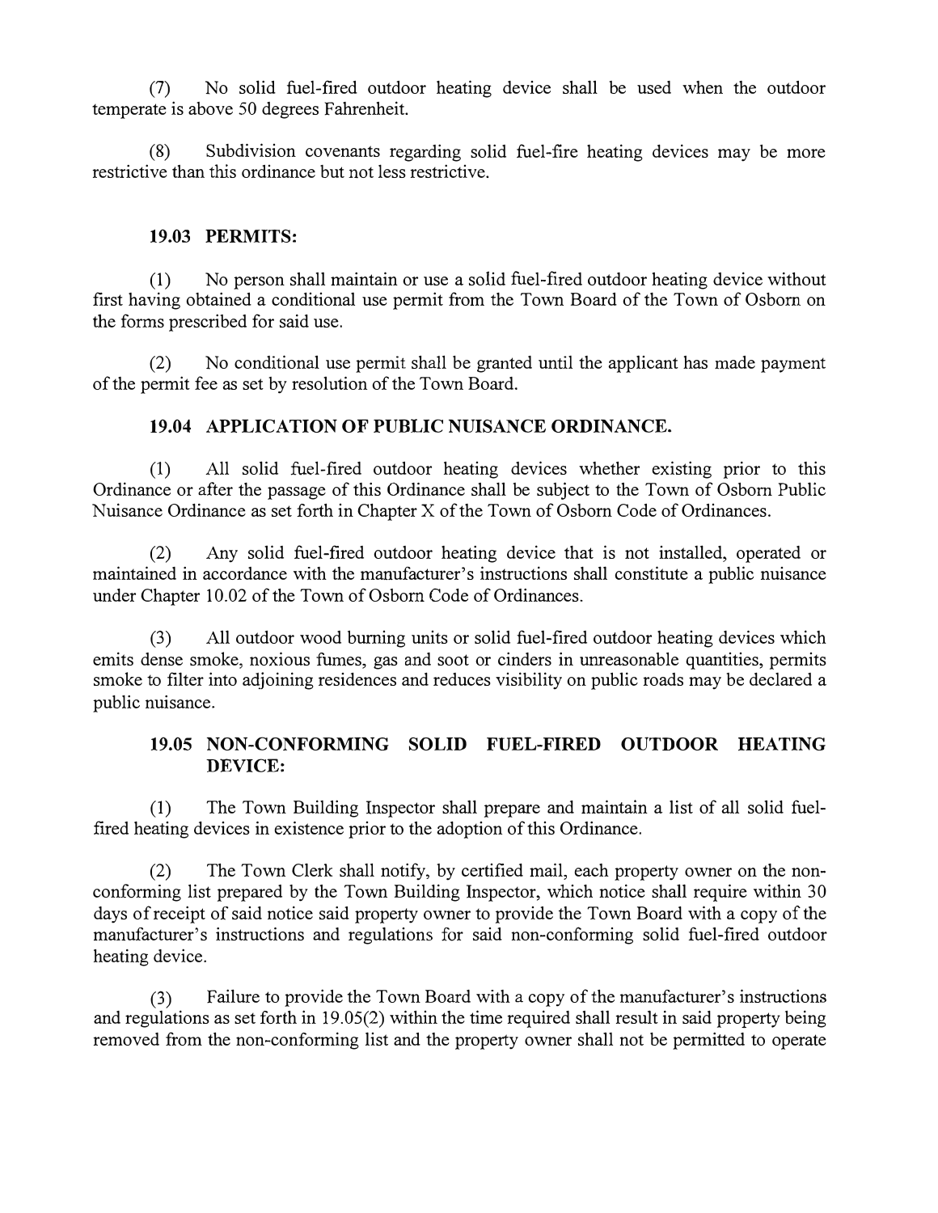(7) No solid fuel-fired outdoor heating device shall be used when the outdoor temperate is above 50 degrees Fahrenheit.

(8) Subdivision covenants regarding solid fuel-fire heating devices may be more restrictive than this ordinance but not less restrictive.

### 19.03 PERMITS:

(1) No person shall maintain or use a solid fuel-fired outdoor heating device without first having obtained a conditional use permit from the Town Board of the Town of Osborn on the forms prescribed for said use.

(2) No conditional use permit shall be granted until the applicant has made payment of the permit fee as set by resolution of the Town Board.

### 19.04 APPLICATION OF PUBLIC NUISANCE ORDINANCE.

(1) All solid fuel-fired outdoor heating devices whether existing prior to this Ordinance or after the passage of this Ordinance shall be subject to the Town of Osborn Public Nuisance Ordinance as set forth in Chapter X of the Town of Osborn Code of Ordinances.

(2) Any solid fuel-fired outdoor heating device that is not installed, operated or maintained in accordance with the manufacturer's instructions shall constitute a public nuisance under Chapter 10.02 of the Town of Osborn Code of Ordinances.

(3) All outdoor wood burning units or solid fuel-fired outdoor heating devices which emits dense smoke, noxious fumes, gas and soot or cinders in unreasonable quantities, permits smoke to filter into adjoining residences and reduces visibility on public roads may be declared a public nuisance.

### 19.05 NON-CONFORMING SOLID FUEL-FIRED OUTDOOR HEATING DEVICE:

(1) The Town Building Inspector shall prepare and maintain a list of all solid fuel-fired heating devices in existence prior to the adoption of this Ordinance.

(2) The Town Clerk shall notify, by certified mail, each property owner on the non-conforming list prepared by the Town Building Inspector, which notice shall require within 30 days of receipt of said notice said property owner to provide the Town Board with a copy of the manufacturer's instructions and regulations for said non-conforming solid fuel-fired outdoor heating device.

(3) Failure to provide the Town Board with a copy of the manufacturer's instructions and regulations as set forth in 19.05(2) within the time required shall result in said property being removed from the non-conforming list and the property owner shall not be permitted to operate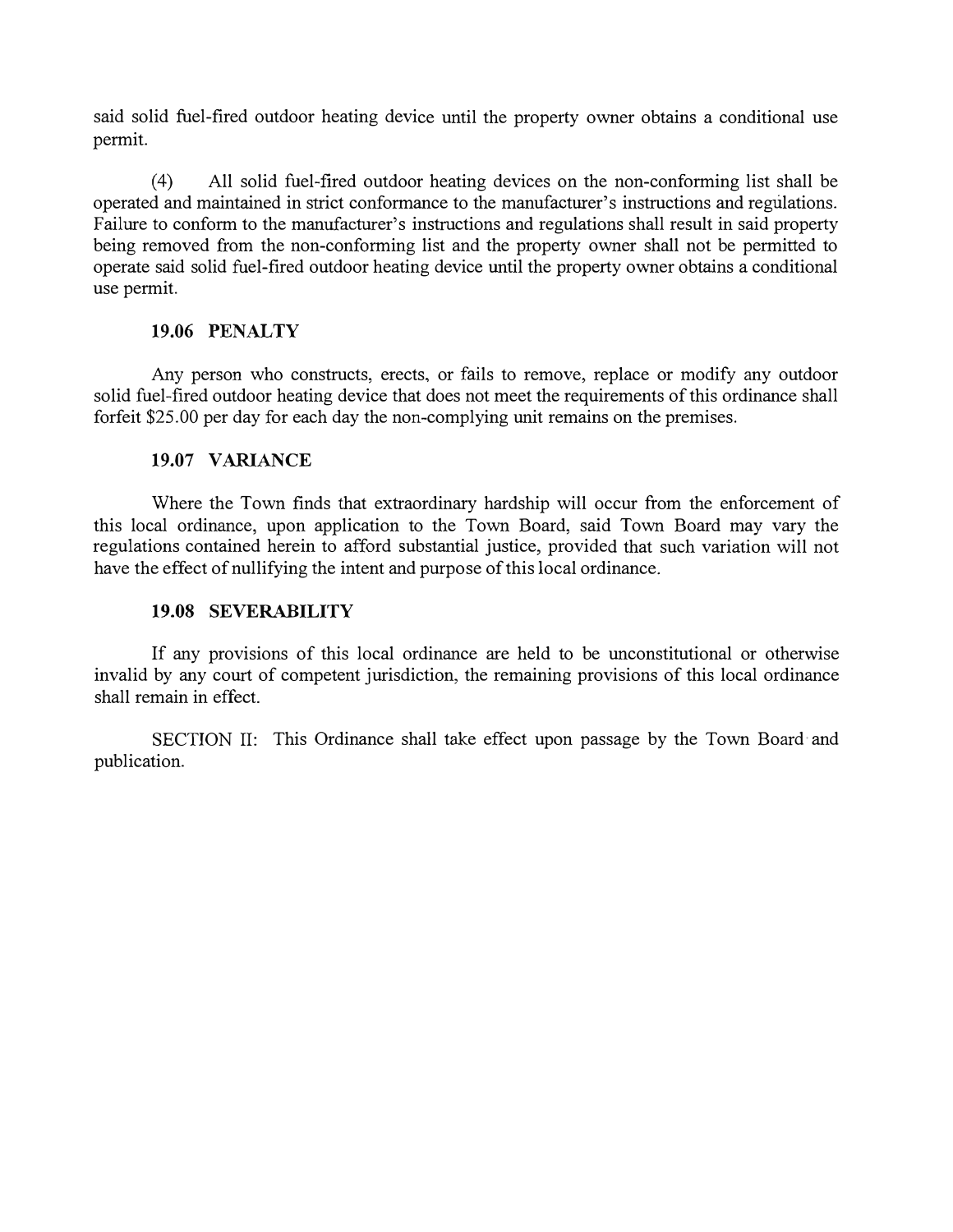said solid fuel-fired outdoor heating device until the property owner obtains a conditional use permit.

(4) All solid fuel-fired outdoor heating devices on the non-conforming list shall be operated and maintained in strict conformance to the manufacturer's instructions and regulations. Failure to conform to the manufacturer's instructions and regulations shall result in said property being removed from the non-conforming list and the property owner shall not be permitted to operate said solid fuel-fired outdoor heating device until the property owner obtains a conditional use permit.

### 19.06 PENALTY

Any person who constructs, erects, or fails to remove, replace or modify any outdoor solid fuel-fired outdoor heating device that does not meet the requirements of this ordinance shall forfeit $25.00 per day for each day the non-complying unit remains on the premises.

### 19.07 VARIANCE

Where the Town finds that extraordinary hardship will occur from the enforcement of this local ordinance, upon application to the Town Board, said Town Board may vary the regulations contained herein to afford substantial justice, provided that such variation will not have the effect of nullifying the intent and purpose of this local ordinance.

### 19.08 SEVERABILITY

If any provisions of this local ordinance are held to be unconstitutional or otherwise invalid by any court of competent jurisdiction, the remaining provisions of this local ordinance shall remain in effect.

SECTION II: This Ordinance shall take effect upon passage by the Town Board and publication.